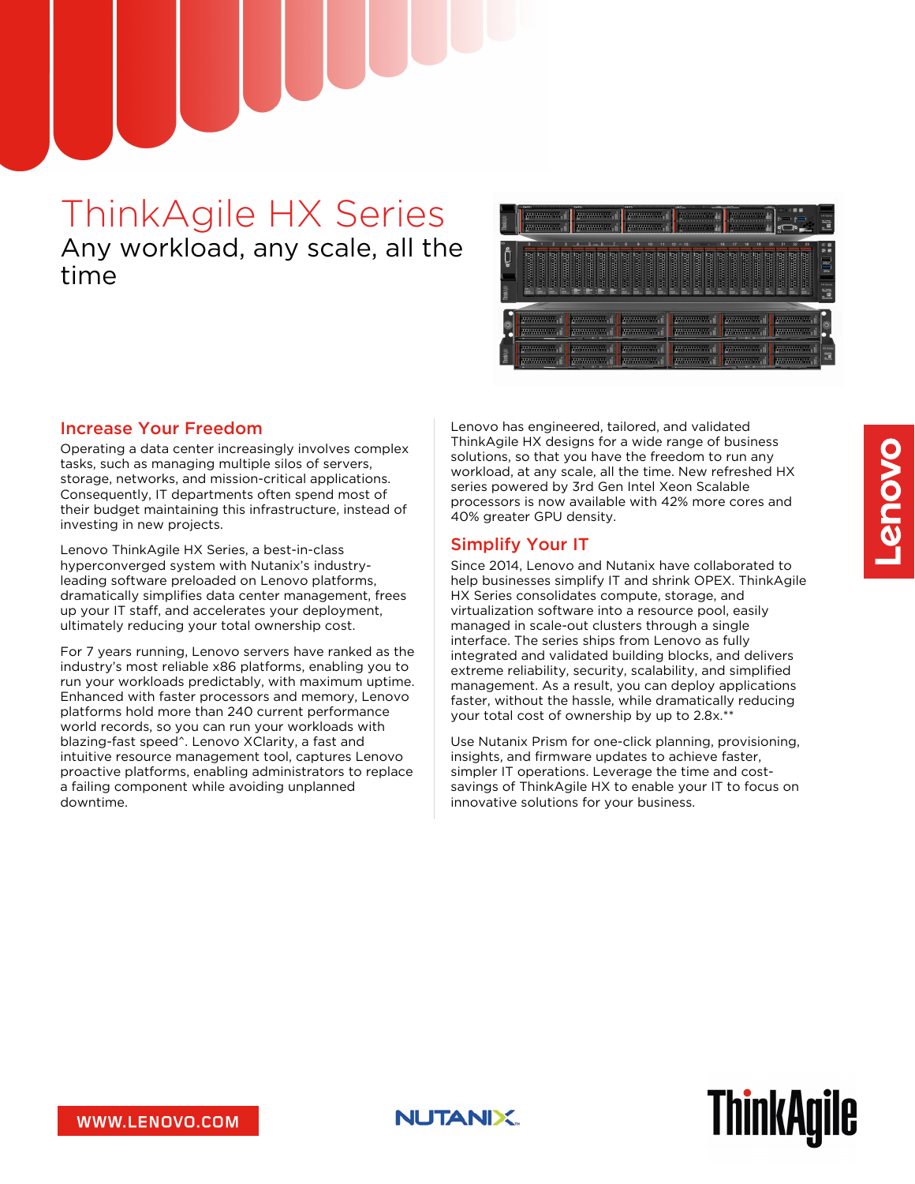# ThinkAgile HX Series

Any workload, any scale, all the time

## Increase Your Freedom

Operating a data center increasingly involves complex tasks, such as managing multiple silos of servers, storage, networks, and mission-critical applications. Consequently, IT departments often spend most of their budget maintaining this infrastructure, instead of investing in new projects.

Lenovo ThinkAgile HX Series, a best-in-class hyperconverged system with Nutanix's industry-leading software preloaded on Lenovo platforms, dramatically simplifies data center management, frees up your IT staff, and accelerates your deployment, ultimately reducing your total ownership cost.

For 7 years running, Lenovo servers have ranked as the industry's most reliable x86 platforms, enabling you to run your workloads predictably, with maximum uptime. Enhanced with faster processors and memory, Lenovo platforms hold more than 240 current performance world records, so you can run your workloads with blazing-fast speed^. Lenovo XClarity, a fast and intuitive resource management tool, captures Lenovo proactive platforms, enabling administrators to replace a failing component while avoiding unplanned downtime.

Lenovo has engineered, tailored, and validated ThinkAgile HX designs for a wide range of business solutions, so that you have the freedom to run any workload, at any scale, all the time. New refreshed HX series powered by 3rd Gen Intel Xeon Scalable processors is now available with 42% more cores and 40% greater GPU density.

## Simplify Your IT

Since 2014, Lenovo and Nutanix have collaborated to help businesses simplify IT and shrink OPEX. ThinkAgile HX Series consolidates compute, storage, and virtualization software into a resource pool, easily managed in scale-out clusters through a single interface. The series ships from Lenovo as fully integrated and validated building blocks, and delivers extreme reliability, security, scalability, and simplified management. As a result, you can deploy applications faster, without the hassle, while dramatically reducing your total cost of ownership by up to 2.8x.**

Use Nutanix Prism for one-click planning, provisioning, insights, and firmware updates to achieve faster, simpler IT operations. Leverage the time and cost-savings of ThinkAgile HX to enable your IT to focus on innovative solutions for your business.

WWW.LENOVO.COM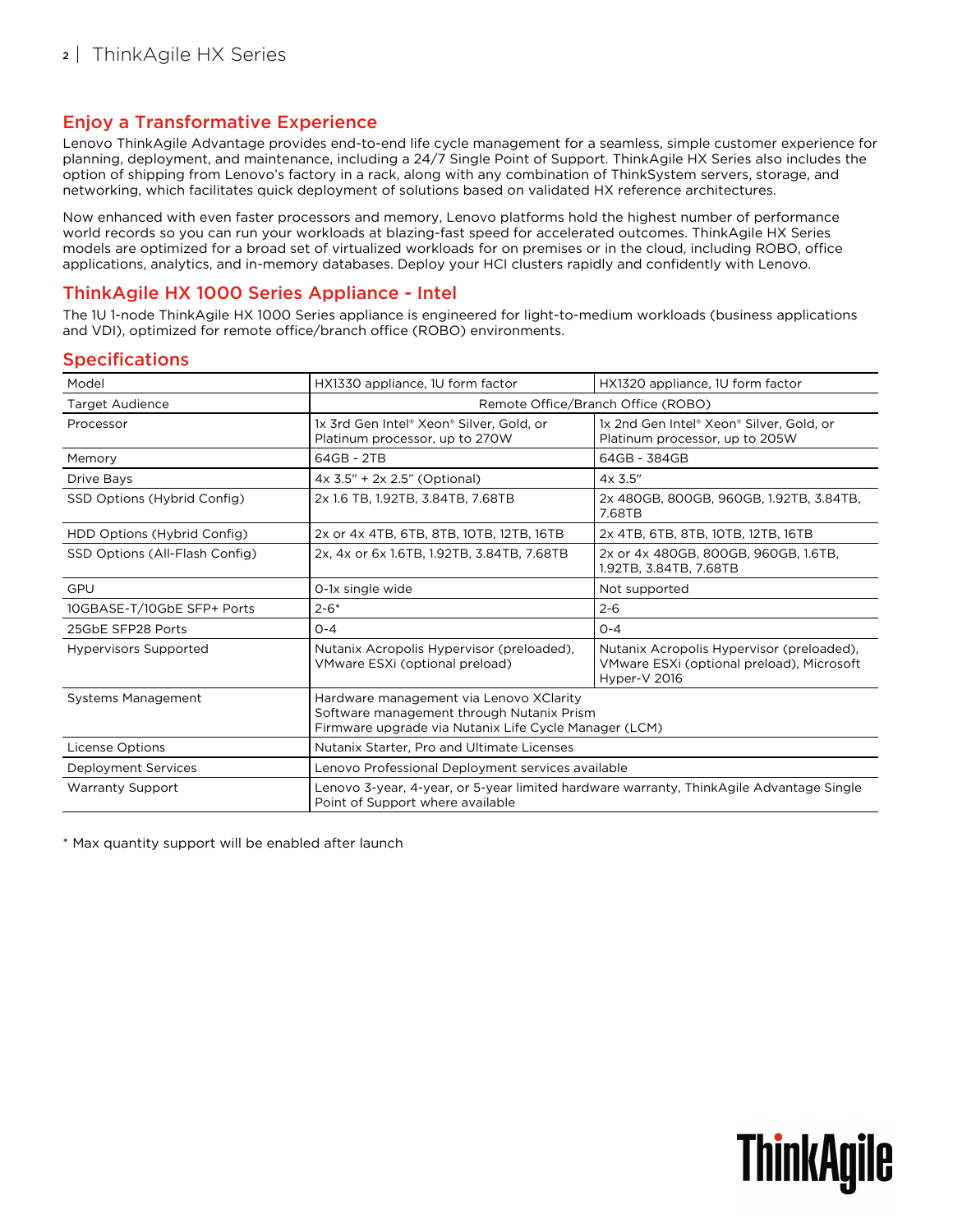## Enjoy a Transformative Experience

Lenovo ThinkAgile Advantage provides end-to-end life cycle management for a seamless, simple customer experience for planning, deployment, and maintenance, including a 24/7 Single Point of Support. ThinkAgile HX Series also includes the option of shipping from Lenovo's factory in a rack, along with any combination of ThinkSystem servers, storage, and networking, which facilitates quick deployment of solutions based on validated HX reference architectures.

Now enhanced with even faster processors and memory, Lenovo platforms hold the highest number of performance world records so you can run your workloads at blazing-fast speed for accelerated outcomes. ThinkAgile HX Series models are optimized for a broad set of virtualized workloads for on premises or in the cloud, including ROBO, office applications, analytics, and in-memory databases. Deploy your HCI clusters rapidly and confidently with Lenovo.

## ThinkAgile HX 1000 Series Appliance - Intel

The 1U 1-node ThinkAgile HX 1000 Series appliance is engineered for light-to-medium workloads (business applications and VDI), optimized for remote office/branch office (ROBO) environments.

## Specifications

| Model | HX1330 appliance, 1U form factor | HX1320 appliance, 1U form factor |
|---|---|---|
| Target Audience | Remote Office/Branch Office (ROBO) | |
| Processor | 1x 3rd Gen Intel® Xeon® Silver, Gold, or Platinum processor, up to 270W | 1x 2nd Gen Intel® Xeon® Silver, Gold, or Platinum processor, up to 205W |
| Memory | 64GB - 2TB | 64GB - 384GB |
| Drive Bays | 4x 3.5" + 2x 2.5" (Optional) | 4x 3.5" |
| SSD Options (Hybrid Config) | 2x 1.6 TB, 1.92TB, 3.84TB, 7.68TB | 2x 480GB, 800GB, 960GB, 1.92TB, 3.84TB, 7.68TB |
| HDD Options (Hybrid Config) | 2x or 4x 4TB, 6TB, 8TB, 10TB, 12TB, 16TB | 2x 4TB, 6TB, 8TB, 10TB, 12TB, 16TB |
| SSD Options (All-Flash Config) | 2x, 4x or 6x 1.6TB, 1.92TB, 3.84TB, 7.68TB | 2x or 4x 480GB, 800GB, 960GB, 1.6TB, 1.92TB, 3.84TB, 7.68TB |
| GPU | 0-1x single wide | Not supported |
| 10GBASE-T/10GbE SFP+ Ports | 2-6* | 2-6 |
| 25GbE SFP28 Ports | 0-4 | 0-4 |
| Hypervisors Supported | Nutanix Acropolis Hypervisor (preloaded), VMware ESXi (optional preload) | Nutanix Acropolis Hypervisor (preloaded), VMware ESXi (optional preload), Microsoft Hyper-V 2016 |
| Systems Management | Hardware management via Lenovo XClarity<br>Software management through Nutanix Prism<br>Firmware upgrade via Nutanix Life Cycle Manager (LCM) | |
| License Options | Nutanix Starter, Pro and Ultimate Licenses | |
| Deployment Services | Lenovo Professional Deployment services available | |
| Warranty Support | Lenovo 3-year, 4-year, or 5-year limited hardware warranty, ThinkAgile Advantage Single Point of Support where available | |

* Max quantity support will be enabled after launch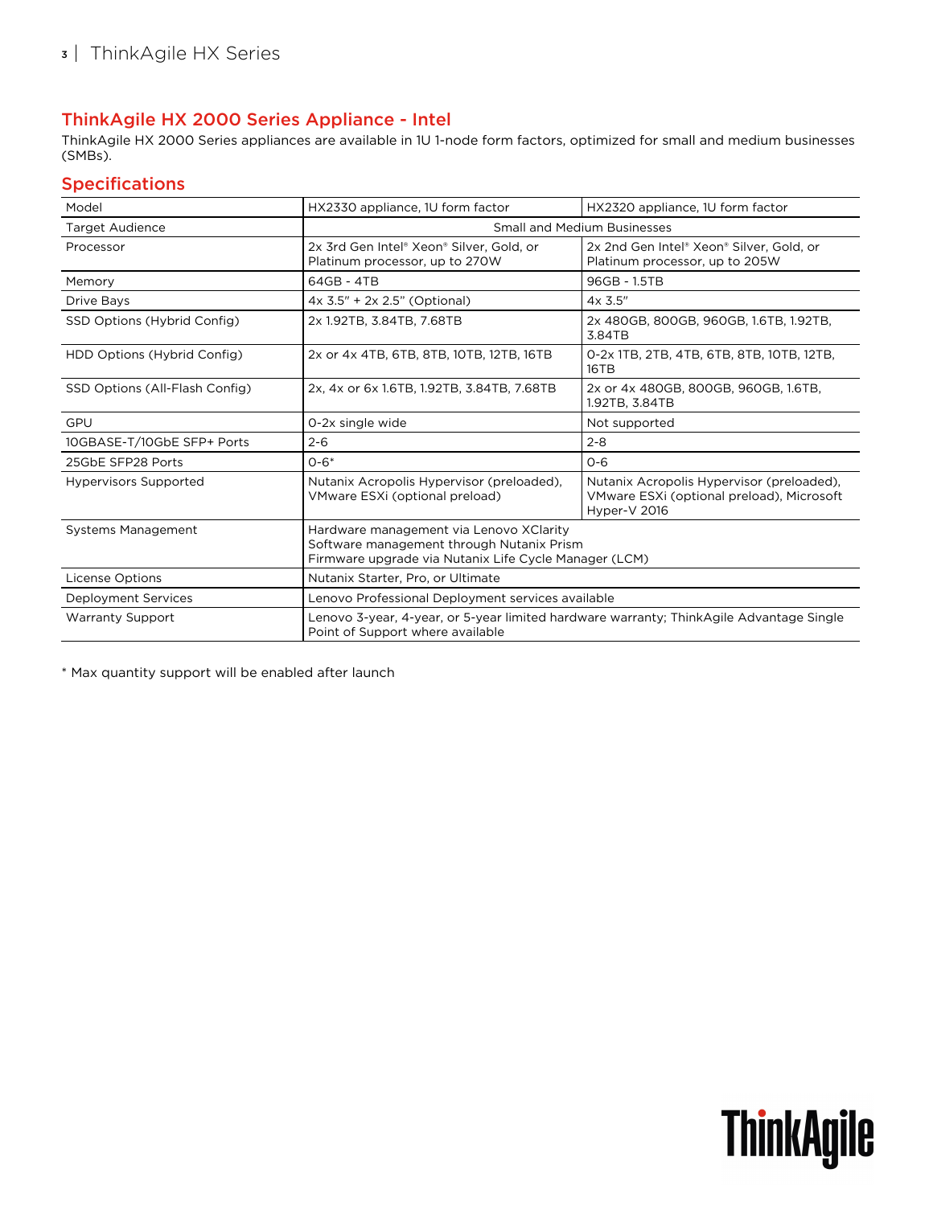## ThinkAgile HX 2000 Series Appliance - Intel

ThinkAgile HX 2000 Series appliances are available in 1U 1-node form factors, optimized for small and medium businesses (SMBs).

### Specifications

| Model | HX2330 appliance, 1U form factor | HX2320 appliance, 1U form factor |
| --- | --- | --- |
| Target Audience | Small and Medium Businesses | |
| Processor | 2x 3rd Gen Intel® Xeon® Silver, Gold, or Platinum processor, up to 270W | 2x 2nd Gen Intel® Xeon® Silver, Gold, or Platinum processor, up to 205W |
| Memory | 64GB - 4TB | 96GB - 1.5TB |
| Drive Bays | 4x 3.5" + 2x 2.5" (Optional) | 4x 3.5" |
| SSD Options (Hybrid Config) | 2x 1.92TB, 3.84TB, 7.68TB | 2x 480GB, 800GB, 960GB, 1.6TB, 1.92TB, 3.84TB |
| HDD Options (Hybrid Config) | 2x or 4x 4TB, 6TB, 8TB, 10TB, 12TB, 16TB | 0-2x 1TB, 2TB, 4TB, 6TB, 8TB, 10TB, 12TB, 16TB |
| SSD Options (All-Flash Config) | 2x, 4x or 6x 1.6TB, 1.92TB, 3.84TB, 7.68TB | 2x or 4x 480GB, 800GB, 960GB, 1.6TB, 1.92TB, 3.84TB |
| GPU | 0-2x single wide | Not supported |
| 10GBASE-T/10GbE SFP+ Ports | 2-6 | 2-8 |
| 25GbE SFP28 Ports | 0-6* | 0-6 |
| Hypervisors Supported | Nutanix Acropolis Hypervisor (preloaded), VMware ESXi (optional preload) | Nutanix Acropolis Hypervisor (preloaded), VMware ESXi (optional preload), Microsoft Hyper-V 2016 |
| Systems Management | Hardware management via Lenovo XClarity<br>Software management through Nutanix Prism<br>Firmware upgrade via Nutanix Life Cycle Manager (LCM) | |
| License Options | Nutanix Starter, Pro, or Ultimate | |
| Deployment Services | Lenovo Professional Deployment services available | |
| Warranty Support | Lenovo 3-year, 4-year, or 5-year limited hardware warranty; ThinkAgile Advantage Single Point of Support where available | |

* Max quantity support will be enabled after launch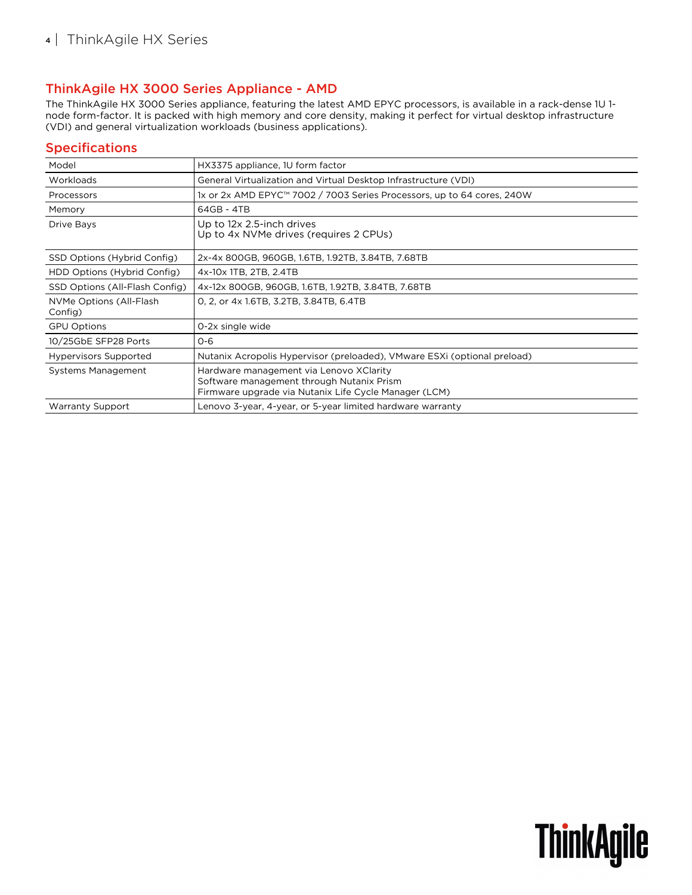## ThinkAgile HX 3000 Series Appliance - AMD

The ThinkAgile HX 3000 Series appliance, featuring the latest AMD EPYC processors, is available in a rack-dense 1U 1-node form-factor. It is packed with high memory and core density, making it perfect for virtual desktop infrastructure (VDI) and general virtualization workloads (business applications).

### Specifications

| Model | HX3375 appliance, 1U form factor |
|---|---|
| Workloads | General Virtualization and Virtual Desktop Infrastructure (VDI) |
| Processors | 1x or 2x AMD EPYC™ 7002 / 7003 Series Processors, up to 64 cores, 240W |
| Memory | 64GB - 4TB |
| Drive Bays | Up to 12x 2.5-inch drives<br>Up to 4x NVMe drives (requires 2 CPUs) |
| SSD Options (Hybrid Config) | 2x-4x 800GB, 960GB, 1.6TB, 1.92TB, 3.84TB, 7.68TB |
| HDD Options (Hybrid Config) | 4x-10x 1TB, 2TB, 2.4TB |
| SSD Options (All-Flash Config) | 4x-12x 800GB, 960GB, 1.6TB, 1.92TB, 3.84TB, 7.68TB |
| NVMe Options (All-Flash Config) | 0, 2, or 4x 1.6TB, 3.2TB, 3.84TB, 6.4TB |
| GPU Options | 0-2x single wide |
| 10/25GbE SFP28 Ports | 0-6 |
| Hypervisors Supported | Nutanix Acropolis Hypervisor (preloaded), VMware ESXi (optional preload) |
| Systems Management | Hardware management via Lenovo XClarity<br>Software management through Nutanix Prism<br>Firmware upgrade via Nutanix Life Cycle Manager (LCM) |
| Warranty Support | Lenovo 3-year, 4-year, or 5-year limited hardware warranty |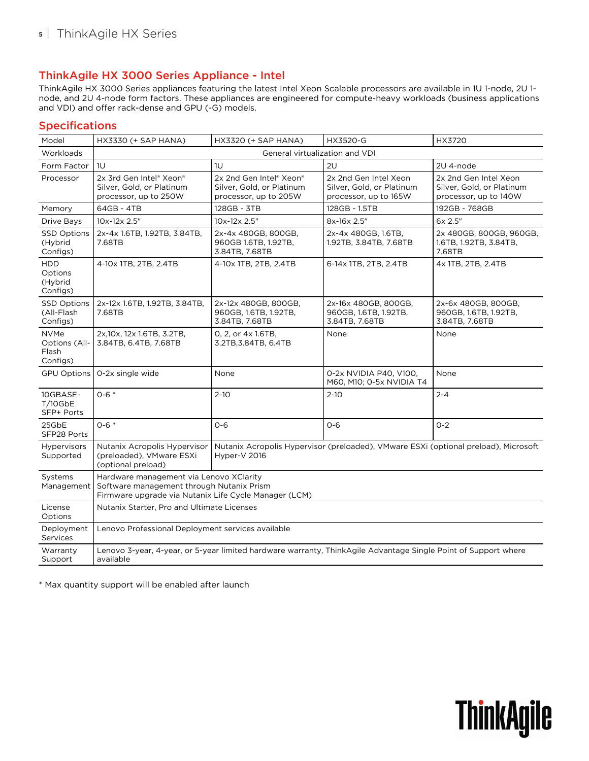## ThinkAgile HX 3000 Series Appliance - Intel

ThinkAgile HX 3000 Series appliances featuring the latest Intel Xeon Scalable processors are available in 1U 1-node, 2U 1-node, and 2U 4-node form factors. These appliances are engineered for compute-heavy workloads (business applications and VDI) and offer rack-dense and GPU (-G) models.

### Specifications

| Model | HX3330 (+ SAP HANA) | HX3320 (+ SAP HANA) | HX3520-G | HX3720 |
|---|---|---|---|---|
| Workloads | General virtualization and VDI | | | |
| Form Factor | 1U | 1U | 2U | 2U 4-node |
| Processor | 2x 3rd Gen Intel® Xeon® Silver, Gold, or Platinum processor, up to 250W | 2x 2nd Gen Intel® Xeon® Silver, Gold, or Platinum processor, up to 205W | 2x 2nd Gen Intel Xeon Silver, Gold, or Platinum processor, up to 165W | 2x 2nd Gen Intel Xeon Silver, Gold, or Platinum processor, up to 140W |
| Memory | 64GB - 4TB | 128GB - 3TB | 128GB - 1.5TB | 192GB - 768GB |
| Drive Bays | 10x-12x 2.5" | 10x-12x 2.5" | 8x-16x 2.5" | 6x 2.5" |
| SSD Options (Hybrid Configs) | 2x-4x 1.6TB, 1.92TB, 3.84TB, 7.68TB | 2x-4x 480GB, 800GB, 960GB 1.6TB, 1.92TB, 3.84TB, 7.68TB | 2x-4x 480GB, 1.6TB, 1.92TB, 3.84TB, 7.68TB | 2x 480GB, 800GB, 960GB, 1.6TB, 1.92TB, 3.84TB, 7.68TB |
| HDD Options (Hybrid Configs) | 4-10x 1TB, 2TB, 2.4TB | 4-10x 1TB, 2TB, 2.4TB | 6-14x 1TB, 2TB, 2.4TB | 4x 1TB, 2TB, 2.4TB |
| SSD Options (All-Flash Configs) | 2x-12x 1.6TB, 1.92TB, 3.84TB, 7.68TB | 2x-12x 480GB, 800GB, 960GB, 1.6TB, 1.92TB, 3.84TB, 7.68TB | 2x-16x 480GB, 800GB, 960GB, 1.6TB, 1.92TB, 3.84TB, 7.68TB | 2x-6x 480GB, 800GB, 960GB, 1.6TB, 1.92TB, 3.84TB, 7.68TB |
| NVMe Options (All-Flash Configs) | 2x,10x, 12x 1.6TB, 3.2TB, 3.84TB, 6.4TB, 7.68TB | 0, 2, or 4x 1.6TB, 3.2TB,3.84TB, 6.4TB | None | None |
| GPU Options | 0-2x single wide | None | 0-2x NVIDIA P40, V100, M60, M10; 0-5x NVIDIA T4 | None |
| 10GBASE-T/10GbE SFP+ Ports | 0-6 * | 2-10 | 2-10 | 2-4 |
| 25GbE SFP28 Ports | 0-6 * | 0-6 | 0-6 | 0-2 |
| Hypervisors Supported | Nutanix Acropolis Hypervisor (preloaded), VMware ESXi (optional preload) | Nutanix Acropolis Hypervisor (preloaded), VMware ESXi (optional preload), Microsoft Hyper-V 2016 | | |
| Systems Management | Hardware management via Lenovo XClarity<br>Software management through Nutanix Prism<br>Firmware upgrade via Nutanix Life Cycle Manager (LCM) | | | |
| License Options | Nutanix Starter, Pro and Ultimate Licenses | | | |
| Deployment Services | Lenovo Professional Deployment services available | | | |
| Warranty Support | Lenovo 3-year, 4-year, or 5-year limited hardware warranty, ThinkAgile Advantage Single Point of Support where available | | | |

* Max quantity support will be enabled after launch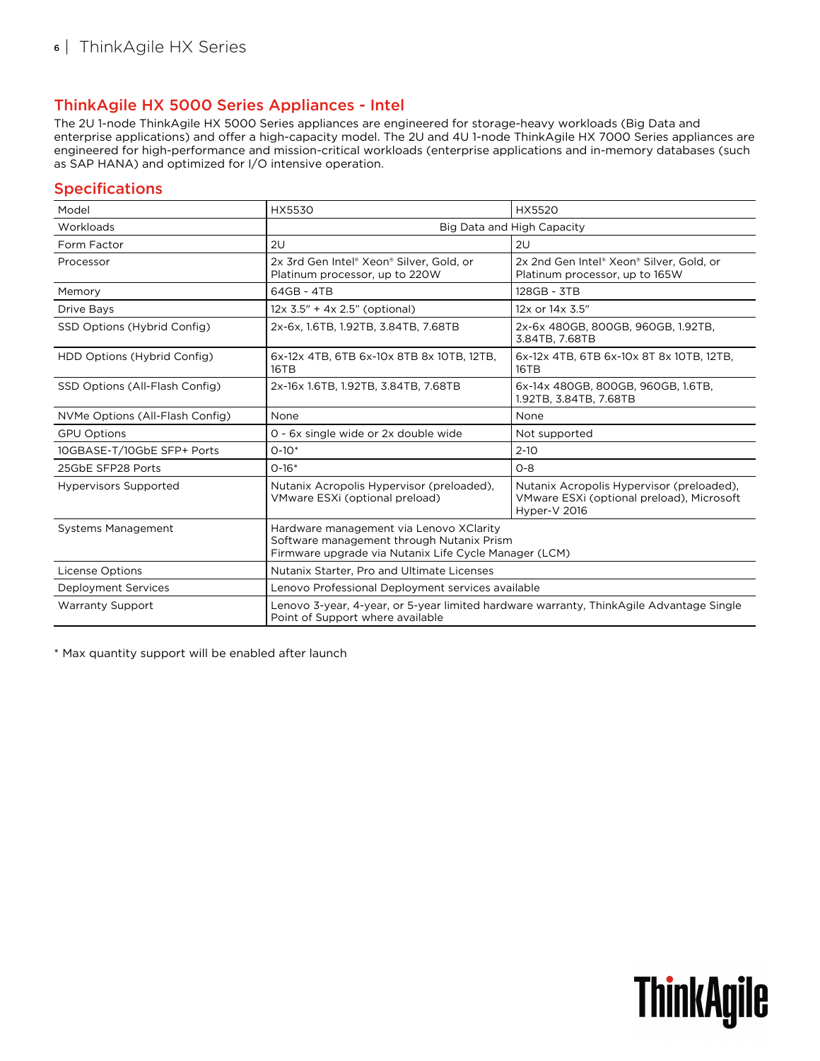## ThinkAgile HX 5000 Series Appliances - Intel

The 2U 1-node ThinkAgile HX 5000 Series appliances are engineered for storage-heavy workloads (Big Data and enterprise applications) and offer a high-capacity model. The 2U and 4U 1-node ThinkAgile HX 7000 Series appliances are engineered for high-performance and mission-critical workloads (enterprise applications and in-memory databases (such as SAP HANA) and optimized for I/O intensive operation.

## Specifications

| Model | HX5530 | HX5520 |
|---|---|---|
| Workloads | Big Data and High Capacity | |
| Form Factor | 2U | 2U |
| Processor | 2x 3rd Gen Intel® Xeon® Silver, Gold, or Platinum processor, up to 220W | 2x 2nd Gen Intel® Xeon® Silver, Gold, or Platinum processor, up to 165W |
| Memory | 64GB - 4TB | 128GB - 3TB |
| Drive Bays | 12x 3.5" + 4x 2.5" (optional) | 12x or 14x 3.5" |
| SSD Options (Hybrid Config) | 2x-6x, 1.6TB, 1.92TB, 3.84TB, 7.68TB | 2x-6x 480GB, 800GB, 960GB, 1.92TB, 3.84TB, 7.68TB |
| HDD Options (Hybrid Config) | 6x-12x 4TB, 6TB 6x-10x 8TB 8x 10TB, 12TB, 16TB | 6x-12x 4TB, 6TB 6x-10x 8T 8x 10TB, 12TB, 16TB |
| SSD Options (All-Flash Config) | 2x-16x 1.6TB, 1.92TB, 3.84TB, 7.68TB | 6x-14x 480GB, 800GB, 960GB, 1.6TB, 1.92TB, 3.84TB, 7.68TB |
| NVMe Options (All-Flash Config) | None | None |
| GPU Options | 0 - 6x single wide or 2x double wide | Not supported |
| 10GBASE-T/10GbE SFP+ Ports | 0-10* | 2-10 |
| 25GbE SFP28 Ports | 0-16* | 0-8 |
| Hypervisors Supported | Nutanix Acropolis Hypervisor (preloaded), VMware ESXi (optional preload) | Nutanix Acropolis Hypervisor (preloaded), VMware ESXi (optional preload), Microsoft Hyper-V 2016 |
| Systems Management | Hardware management via Lenovo XClarity<br>Software management through Nutanix Prism<br>Firmware upgrade via Nutanix Life Cycle Manager (LCM) | |
| License Options | Nutanix Starter, Pro and Ultimate Licenses | |
| Deployment Services | Lenovo Professional Deployment services available | |
| Warranty Support | Lenovo 3-year, 4-year, or 5-year limited hardware warranty, ThinkAgile Advantage Single Point of Support where available | |

* Max quantity support will be enabled after launch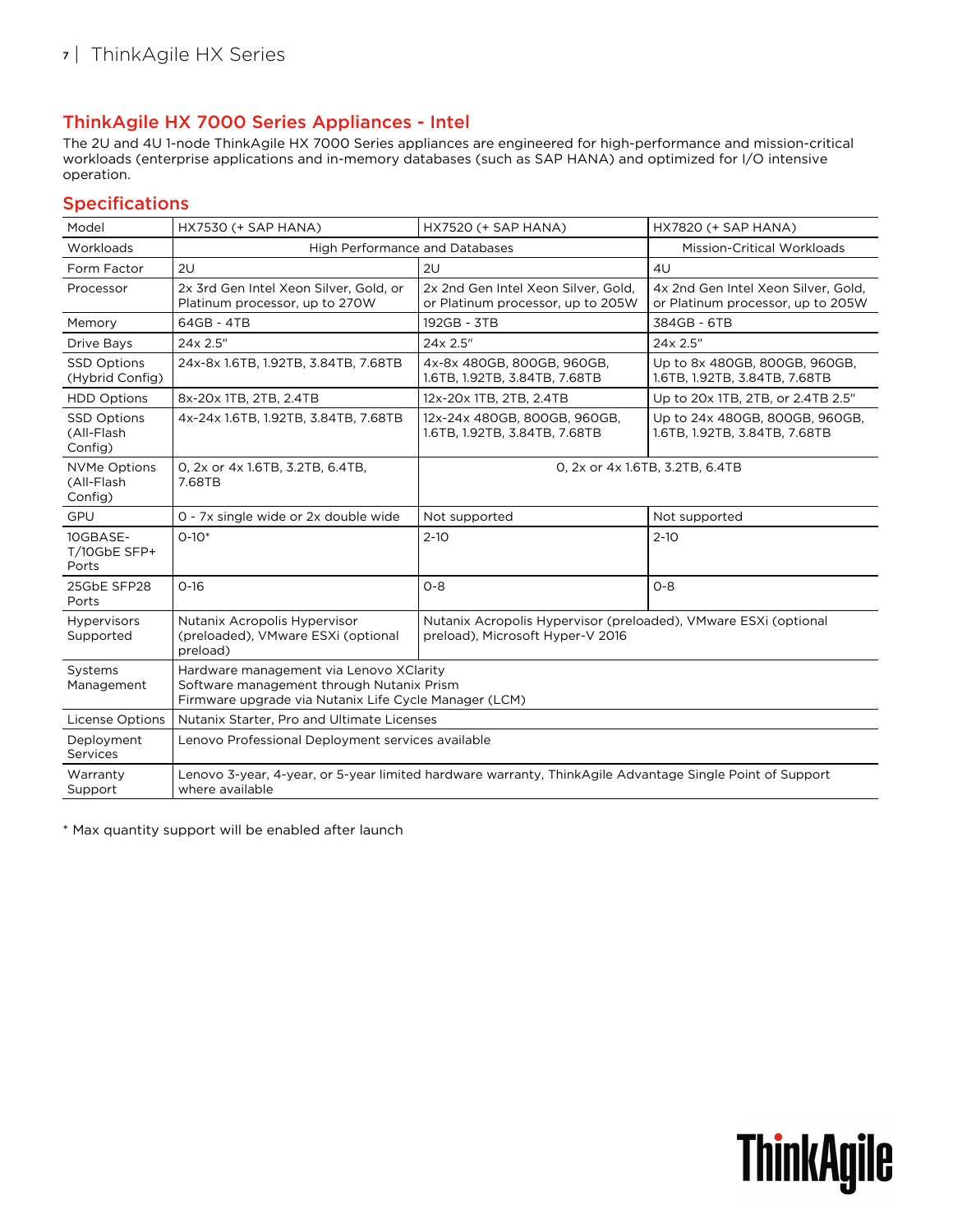## ThinkAgile HX 7000 Series Appliances - Intel

The 2U and 4U 1-node ThinkAgile HX 7000 Series appliances are engineered for high-performance and mission-critical workloads (enterprise applications and in-memory databases (such as SAP HANA) and optimized for I/O intensive operation.

## Specifications

| Model | HX7530 (+ SAP HANA) | HX7520 (+ SAP HANA) | HX7820 (+ SAP HANA) |
|---|---|---|---|
| Workloads | High Performance and Databases | | Mission-Critical Workloads |
| Form Factor | 2U | 2U | 4U |
| Processor | 2x 3rd Gen Intel Xeon Silver, Gold, or Platinum processor, up to 270W | 2x 2nd Gen Intel Xeon Silver, Gold, or Platinum processor, up to 205W | 4x 2nd Gen Intel Xeon Silver, Gold, or Platinum processor, up to 205W |
| Memory | 64GB - 4TB | 192GB - 3TB | 384GB - 6TB |
| Drive Bays | 24x 2.5" | 24x 2.5" | 24x 2.5" |
| SSD Options (Hybrid Config) | 24x-8x 1.6TB, 1.92TB, 3.84TB, 7.68TB | 4x-8x 480GB, 800GB, 960GB, 1.6TB, 1.92TB, 3.84TB, 7.68TB | Up to 8x 480GB, 800GB, 960GB, 1.6TB, 1.92TB, 3.84TB, 7.68TB |
| HDD Options | 8x-20x 1TB, 2TB, 2.4TB | 12x-20x 1TB, 2TB, 2.4TB | Up to 20x 1TB, 2TB, or 2.4TB 2.5" |
| SSD Options (All-Flash Config) | 4x-24x 1.6TB, 1.92TB, 3.84TB, 7.68TB | 12x-24x 480GB, 800GB, 960GB, 1.6TB, 1.92TB, 3.84TB, 7.68TB | Up to 24x 480GB, 800GB, 960GB, 1.6TB, 1.92TB, 3.84TB, 7.68TB |
| NVMe Options (All-Flash Config) | 0, 2x or 4x 1.6TB, 3.2TB, 6.4TB, 7.68TB | 0, 2x or 4x 1.6TB, 3.2TB, 6.4TB | |
| GPU | 0 - 7x single wide or 2x double wide | Not supported | Not supported |
| 10GBASE-T/10GbE SFP+ Ports | 0-10* | 2-10 | 2-10 |
| 25GbE SFP28 Ports | 0-16 | 0-8 | 0-8 |
| Hypervisors Supported | Nutanix Acropolis Hypervisor (preloaded), VMware ESXi (optional preload) | Nutanix Acropolis Hypervisor (preloaded), VMware ESXi (optional preload), Microsoft Hyper-V 2016 | |
| Systems Management | Hardware management via Lenovo XClarity<br>Software management through Nutanix Prism<br>Firmware upgrade via Nutanix Life Cycle Manager (LCM) | | |
| License Options | Nutanix Starter, Pro and Ultimate Licenses | | |
| Deployment Services | Lenovo Professional Deployment services available | | |
| Warranty Support | Lenovo 3-year, 4-year, or 5-year limited hardware warranty, ThinkAgile Advantage Single Point of Support where available | | |

\* Max quantity support will be enabled after launch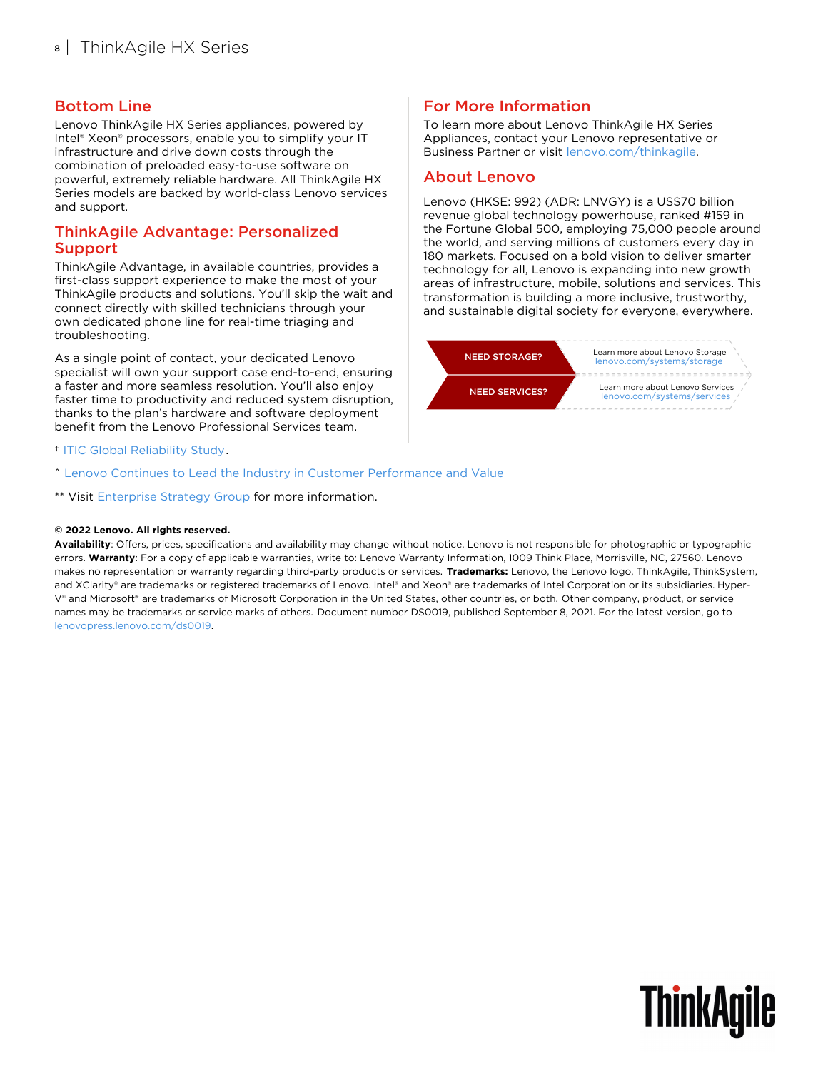## Bottom Line

Lenovo ThinkAgile HX Series appliances, powered by Intel® Xeon® processors, enable you to simplify your IT infrastructure and drive down costs through the combination of preloaded easy-to-use software on powerful, extremely reliable hardware. All ThinkAgile HX Series models are backed by world-class Lenovo services and support.

## ThinkAgile Advantage: Personalized Support

ThinkAgile Advantage, in available countries, provides a first-class support experience to make the most of your ThinkAgile products and solutions. You'll skip the wait and connect directly with skilled technicians through your own dedicated phone line for real-time triaging and troubleshooting.

As a single point of contact, your dedicated Lenovo specialist will own your support case end-to-end, ensuring a faster and more seamless resolution. You'll also enjoy faster time to productivity and reduced system disruption, thanks to the plan's hardware and software deployment benefit from the Lenovo Professional Services team.

## For More Information

To learn more about Lenovo ThinkAgile HX Series Appliances, contact your Lenovo representative or Business Partner or visit lenovo.com/thinkagile.

## About Lenovo

Lenovo (HKSE: 992) (ADR: LNVGY) is a US$70 billion revenue global technology powerhouse, ranked #159 in the Fortune Global 500, employing 75,000 people around the world, and serving millions of customers every day in 180 markets. Focused on a bold vision to deliver smarter technology for all, Lenovo is expanding into new growth areas of infrastructure, mobile, solutions and services. This transformation is building a more inclusive, trustworthy, and sustainable digital society for everyone, everywhere.

**NEED STORAGE?** Learn more about Lenovo Storage
lenovo.com/systems/storage

**NEED SERVICES?** Learn more about Lenovo Services
lenovo.com/systems/services

† ITIC Global Reliability Study.

^ Lenovo Continues to Lead the Industry in Customer Performance and Value

** Visit Enterprise Strategy Group for more information.

**© 2022 Lenovo. All rights reserved.**

**Availability**: Offers, prices, specifications and availability may change without notice. Lenovo is not responsible for photographic or typographic errors. **Warranty**: For a copy of applicable warranties, write to: Lenovo Warranty Information, 1009 Think Place, Morrisville, NC, 27560. Lenovo makes no representation or warranty regarding third-party products or services. **Trademarks:** Lenovo, the Lenovo logo, ThinkAgile, ThinkSystem, and XClarity® are trademarks or registered trademarks of Lenovo. Intel® and Xeon® are trademarks of Intel Corporation or its subsidiaries. Hyper-V® and Microsoft® are trademarks of Microsoft Corporation in the United States, other countries, or both. Other company, product, or service names may be trademarks or service marks of others. Document number DS0019, published September 8, 2021. For the latest version, go to lenovopress.lenovo.com/ds0019.

ThinkAgile